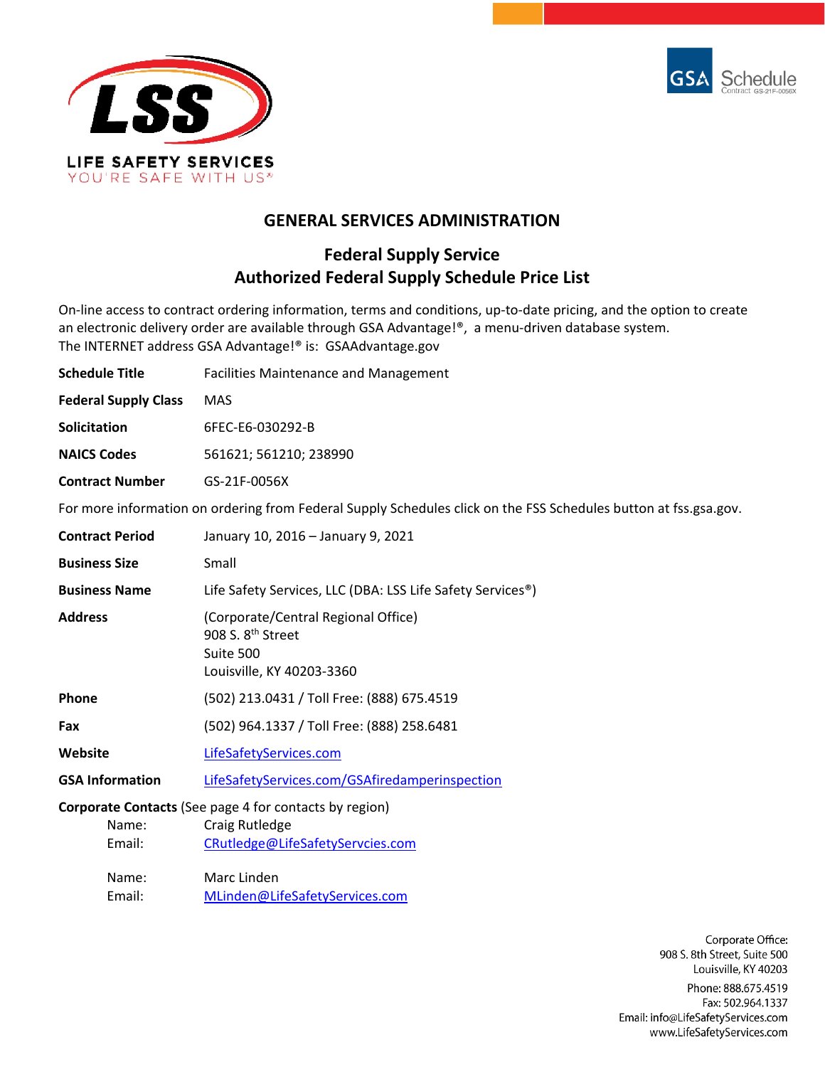LSS

LIFE SAFETY SERVICES

YOU'RE SAFE WITH US®

GSA Schedule

Contract GS-21F-0056X

# GENERAL SERVICES ADMINISTRATION

## Federal Supply Service
## Authorized Federal Supply Schedule Price List

On-line access to contract ordering information, terms and conditions, up-to-date pricing, and the option to create an electronic delivery order are available through GSA Advantage!®, a menu-driven database system. The INTERNET address GSA Advantage!® is: GSAAdvantage.gov

**Schedule Title** Facilities Maintenance and Management

**Federal Supply Class** MAS

**Solicitation** 6FEC-E6-030292-B

**NAICS Codes** 561621; 561210; 238990

**Contract Number** GS-21F-0056X

For more information on ordering from Federal Supply Schedules click on the FSS Schedules button at fss.gsa.gov.

**Contract Period** January 10, 2016 – January 9, 2021

**Business Size** Small

**Business Name** Life Safety Services, LLC (DBA: LSS Life Safety Services®)

**Address** (Corporate/Central Regional Office)
908 S. 8th Street
Suite 500
Louisville, KY 40203-3360

**Phone** (502) 213.0431 / Toll Free: (888) 675.4519

**Fax** (502) 964.1337 / Toll Free: (888) 258.6481

**Website** [LifeSafetyServices.com](LifeSafetyServices.com)

**GSA Information** [LifeSafetyServices.com/GSAfiredamperinspection](LifeSafetyServices.com/GSAfiredamperinspection)

**Corporate Contacts** (See page 4 for contacts by region)

Name: Craig Rutledge
Email: CRutledge@LifeSafetyServcies.com

Name: Marc Linden
Email: MLinden@LifeSafetyServices.com

Corporate Office:
908 S. 8th Street, Suite 500
Louisville, KY 40203
Phone: 888.675.4519
Fax: 502.964.1337
Email: info@LifeSafetyServices.com
www.LifeSafetyServices.com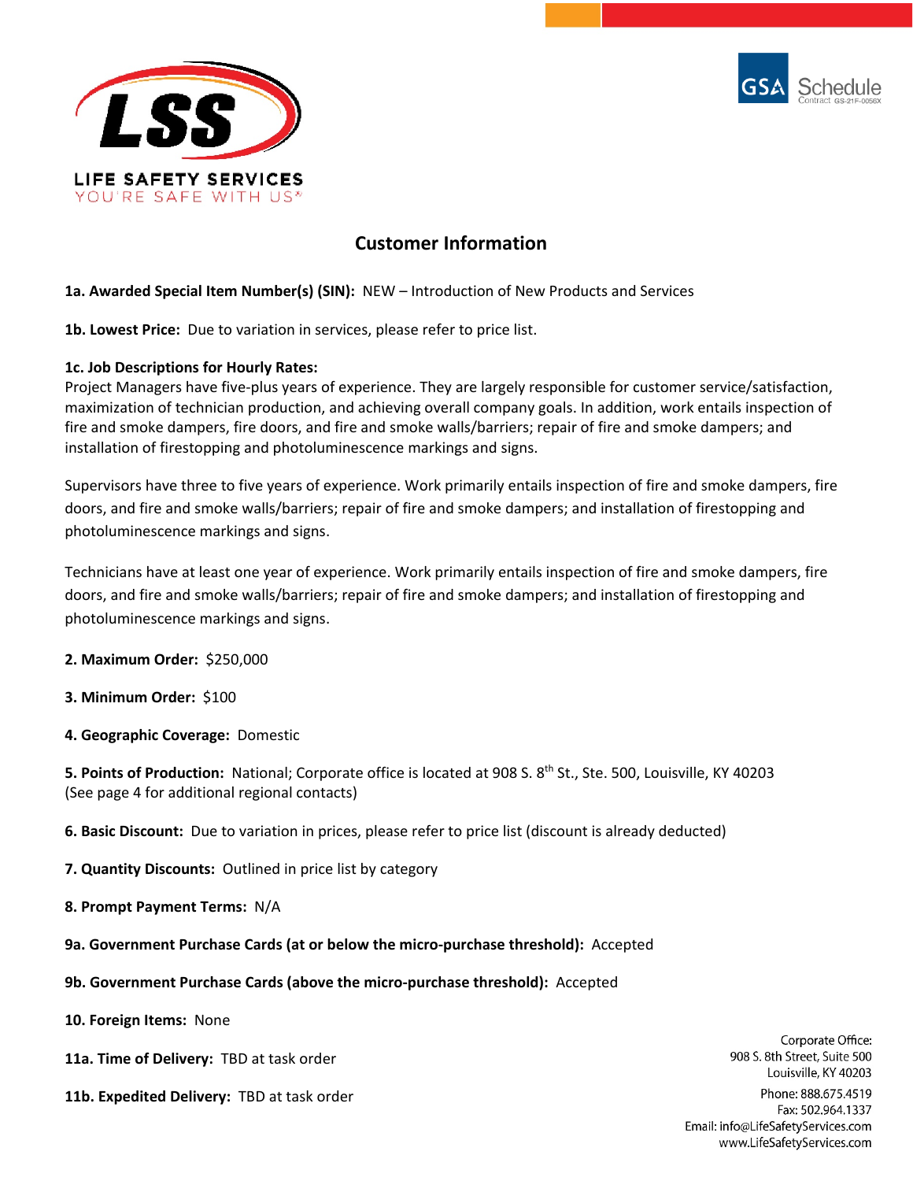LIFE SAFETY SERVICES
YOU'RE SAFE WITH US®

GSA Schedule
Contract GS-21F-0056X

## Customer Information

**1a. Awarded Special Item Number(s) (SIN):** NEW – Introduction of New Products and Services

**1b. Lowest Price:** Due to variation in services, please refer to price list.

**1c. Job Descriptions for Hourly Rates:**
Project Managers have five-plus years of experience. They are largely responsible for customer service/satisfaction, maximization of technician production, and achieving overall company goals. In addition, work entails inspection of fire and smoke dampers, fire doors, and fire and smoke walls/barriers; repair of fire and smoke dampers; and installation of firestopping and photoluminescence markings and signs.

Supervisors have three to five years of experience. Work primarily entails inspection of fire and smoke dampers, fire doors, and fire and smoke walls/barriers; repair of fire and smoke dampers; and installation of firestopping and photoluminescence markings and signs.

Technicians have at least one year of experience. Work primarily entails inspection of fire and smoke dampers, fire doors, and fire and smoke walls/barriers; repair of fire and smoke dampers; and installation of firestopping and photoluminescence markings and signs.

**2. Maximum Order:** $250,000

**3. Minimum Order:** $100

**4. Geographic Coverage:** Domestic

**5. Points of Production:** National; Corporate office is located at 908 S. 8th St., Ste. 500, Louisville, KY 40203 (See page 4 for additional regional contacts)

**6. Basic Discount:** Due to variation in prices, please refer to price list (discount is already deducted)

**7. Quantity Discounts:** Outlined in price list by category

**8. Prompt Payment Terms:** N/A

**9a. Government Purchase Cards (at or below the micro-purchase threshold):** Accepted

**9b. Government Purchase Cards (above the micro-purchase threshold):** Accepted

**10. Foreign Items:** None

**11a. Time of Delivery:** TBD at task order

**11b. Expedited Delivery:** TBD at task order

Corporate Office:
908 S. 8th Street, Suite 500
Louisville, KY 40203
Phone: 888.675.4519
Fax: 502.964.1337
Email: info@LifeSafetyServices.com
www.LifeSafetyServices.com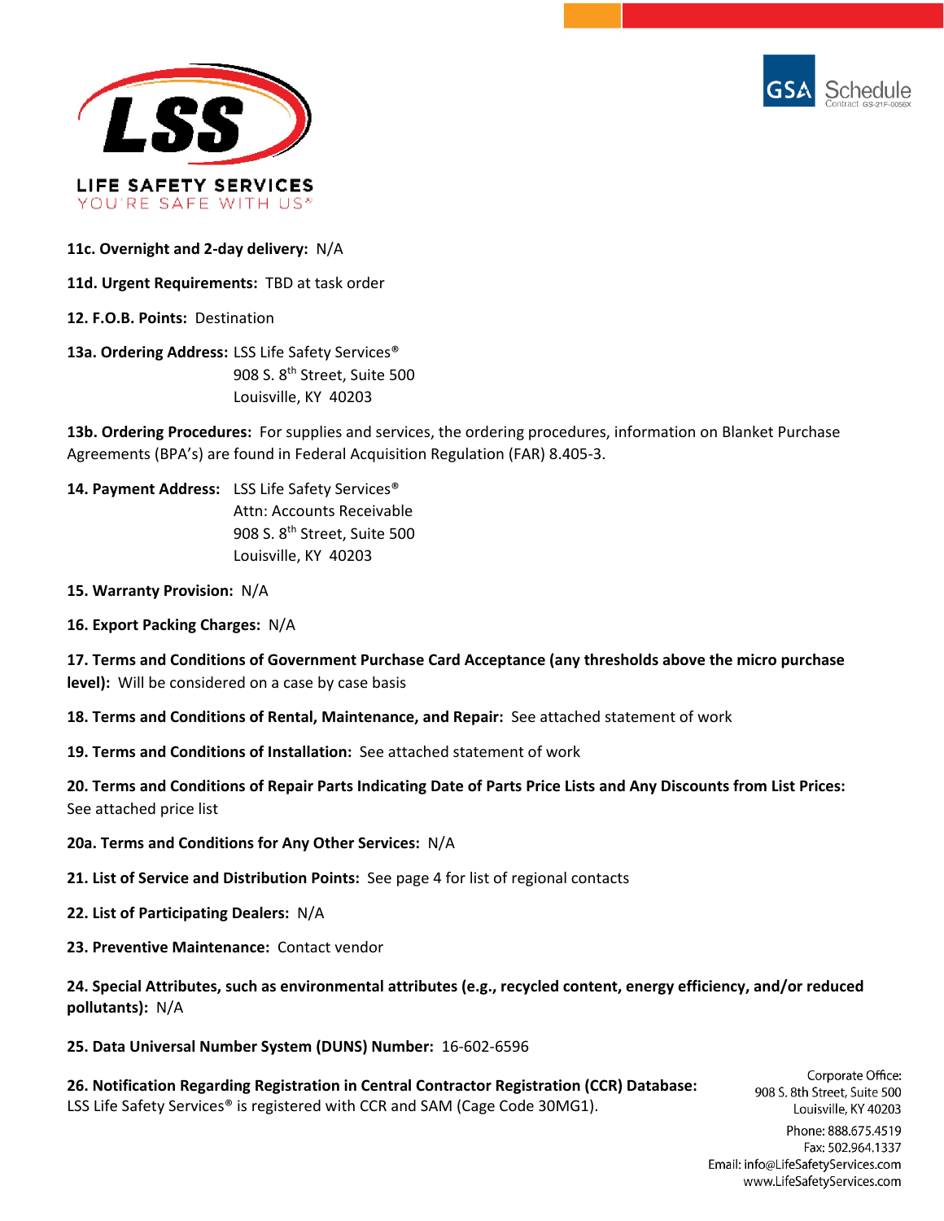**11c. Overnight and 2-day delivery:** N/A

**11d. Urgent Requirements:** TBD at task order

**12. F.O.B. Points:** Destination

**13a. Ordering Address:** LSS Life Safety Services®
908 S. 8th Street, Suite 500
Louisville, KY 40203

**13b. Ordering Procedures:** For supplies and services, the ordering procedures, information on Blanket Purchase Agreements (BPA's) are found in Federal Acquisition Regulation (FAR) 8.405-3.

**14. Payment Address:** LSS Life Safety Services®
Attn: Accounts Receivable
908 S. 8th Street, Suite 500
Louisville, KY 40203

**15. Warranty Provision:** N/A

**16. Export Packing Charges:** N/A

**17. Terms and Conditions of Government Purchase Card Acceptance (any thresholds above the micro purchase level):** Will be considered on a case by case basis

**18. Terms and Conditions of Rental, Maintenance, and Repair:** See attached statement of work

**19. Terms and Conditions of Installation:** See attached statement of work

**20. Terms and Conditions of Repair Parts Indicating Date of Parts Price Lists and Any Discounts from List Prices:** See attached price list

**20a. Terms and Conditions for Any Other Services:** N/A

**21. List of Service and Distribution Points:** See page 4 for list of regional contacts

**22. List of Participating Dealers:** N/A

**23. Preventive Maintenance:** Contact vendor

**24. Special Attributes, such as environmental attributes (e.g., recycled content, energy efficiency, and/or reduced pollutants):** N/A

**25. Data Universal Number System (DUNS) Number:** 16-602-6596

**26. Notification Regarding Registration in Central Contractor Registration (CCR) Database:** LSS Life Safety Services® is registered with CCR and SAM (Cage Code 30MG1).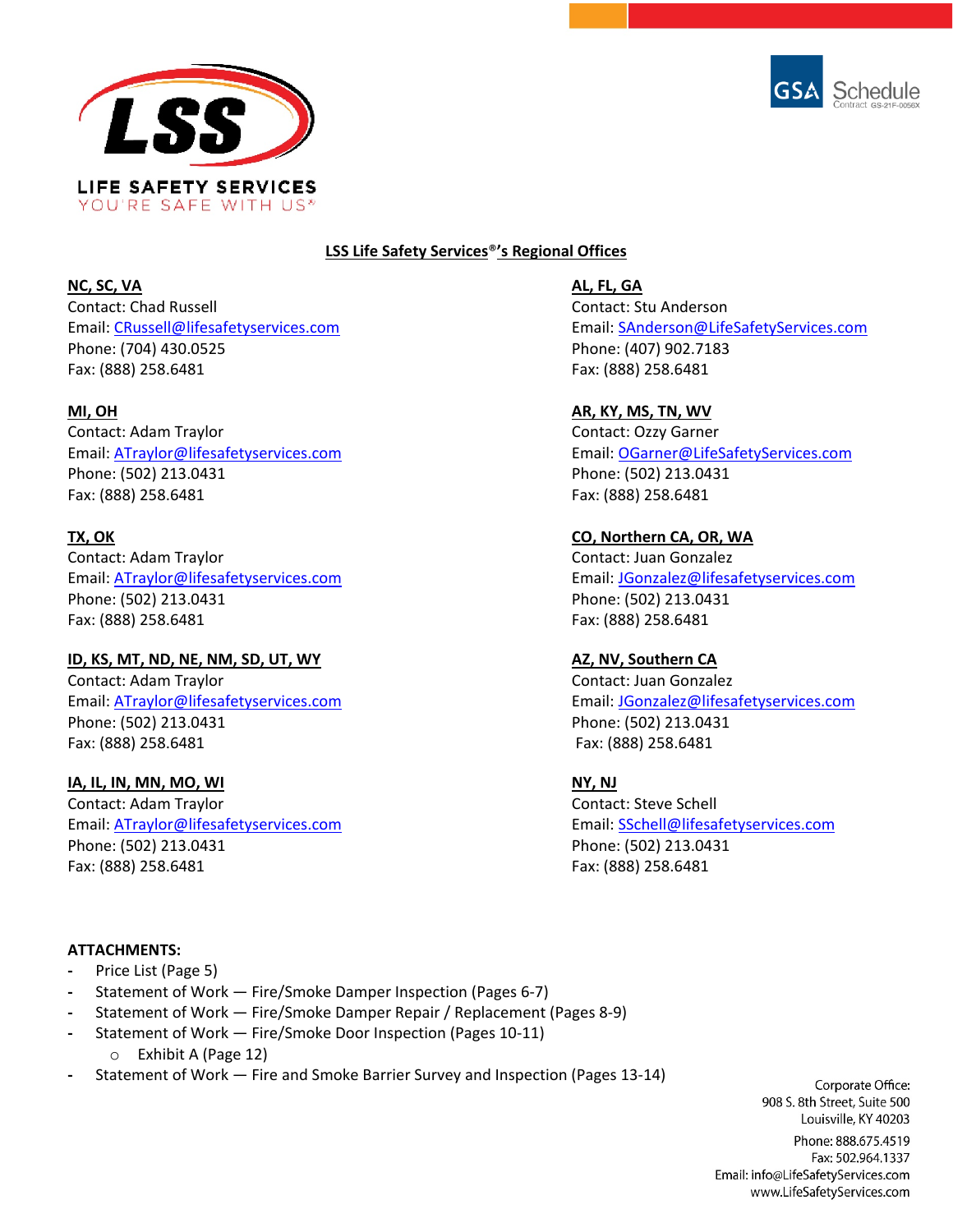LIFE SAFETY SERVICES

YOU'RE SAFE WITH US®

GSA Schedule Contract GS-21F-0056X

## LSS Life Safety Services®'s Regional Offices

**NC, SC, VA**
Contact: Chad Russell
Email: CRussell@lifesafetyservices.com
Phone: (704) 430.0525
Fax: (888) 258.6481

**MI, OH**
Contact: Adam Traylor
Email: ATraylor@lifesafetyservices.com
Phone: (502) 213.0431
Fax: (888) 258.6481

**TX, OK**
Contact: Adam Traylor
Email: ATraylor@lifesafetyservices.com
Phone: (502) 213.0431
Fax: (888) 258.6481

**ID, KS, MT, ND, NE, NM, SD, UT, WY**
Contact: Adam Traylor
Email: ATraylor@lifesafetyservices.com
Phone: (502) 213.0431
Fax: (888) 258.6481

**IA, IL, IN, MN, MO, WI**
Contact: Adam Traylor
Email: ATraylor@lifesafetyservices.com
Phone: (502) 213.0431
Fax: (888) 258.6481

**AL, FL, GA**
Contact: Stu Anderson
Email: SAnderson@LifeSafetyServices.com
Phone: (407) 902.7183
Fax: (888) 258.6481

**AR, KY, MS, TN, WV**
Contact: Ozzy Garner
Email: OGarner@LifeSafetyServices.com
Phone: (502) 213.0431
Fax: (888) 258.6481

**CO, Northern CA, OR, WA**
Contact: Juan Gonzalez
Email: JGonzalez@lifesafetyservices.com
Phone: (502) 213.0431
Fax: (888) 258.6481

**AZ, NV, Southern CA**
Contact: Juan Gonzalez
Email: JGonzalez@lifesafetyservices.com
Phone: (502) 213.0431
Fax: (888) 258.6481

**NY, NJ**
Contact: Steve Schell
Email: SSchell@lifesafetyservices.com
Phone: (502) 213.0431
Fax: (888) 258.6481

**ATTACHMENTS:**

- Price List (Page 5)
- Statement of Work — Fire/Smoke Damper Inspection (Pages 6-7)
- Statement of Work — Fire/Smoke Damper Repair / Replacement (Pages 8-9)
- Statement of Work — Fire/Smoke Door Inspection (Pages 10-11)
    - Exhibit A (Page 12)
- Statement of Work — Fire and Smoke Barrier Survey and Inspection (Pages 13-14)

Corporate Office:
908 S. 8th Street, Suite 500
Louisville, KY 40203

Phone: 888.675.4519
Fax: 502.964.1337
Email: info@LifeSafetyServices.com
www.LifeSafetyServices.com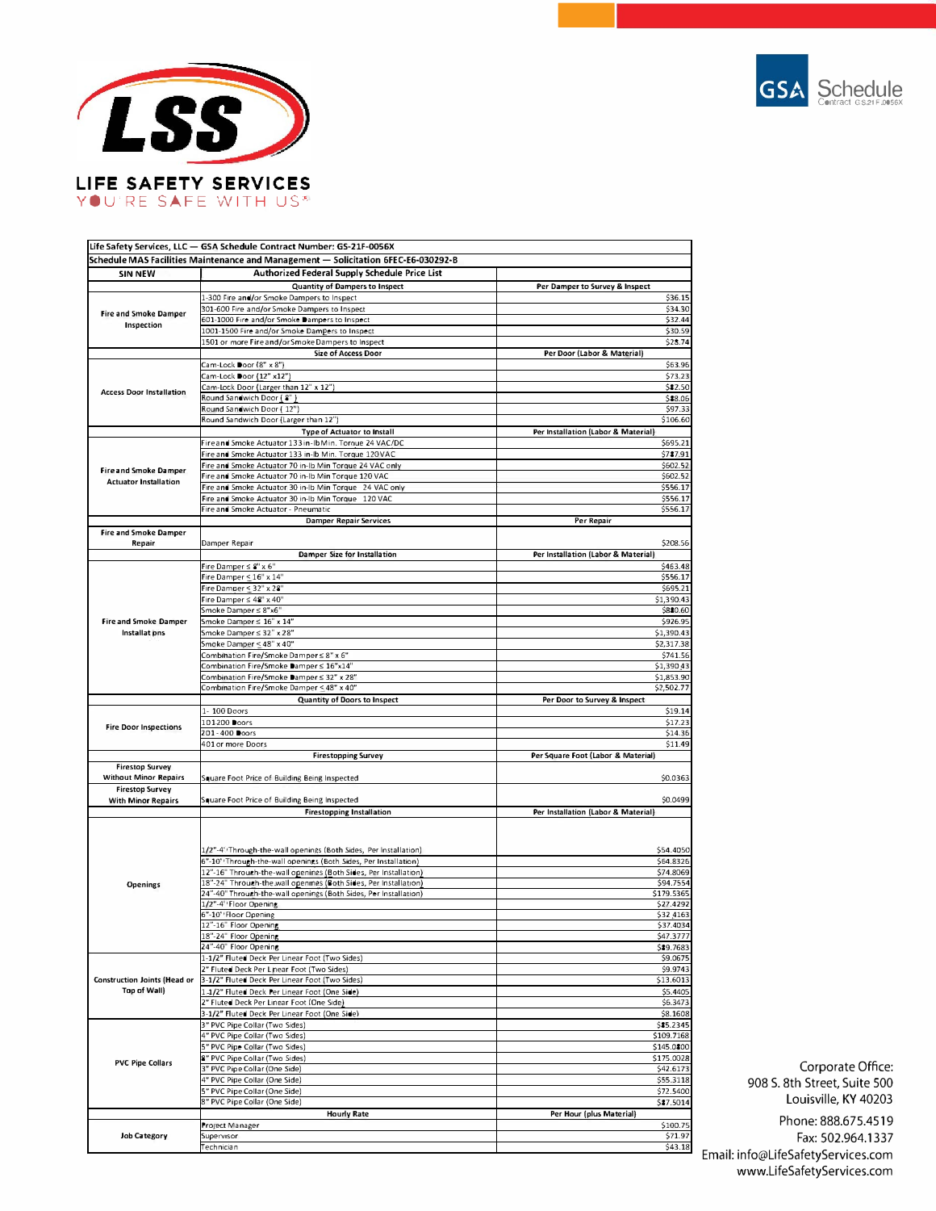**LSS**

**LIFE SAFETY SERVICES**

YOU'RE SAFE WITH US®

GSA Schedule
Contract GS-21F-0056X

| Life Safety Services, LLC — GSA Schedule Contract Number: GS-21F-0056X | | |
|---|---|---|
| Schedule MAS Facilities Maintenance and Management — Solicitation 6FEC-E6-030292-B | | |
| **SIN NEW** | **Authorized Federal Supply Schedule Price List** | |
| | **Quantity of Dampers to Inspect** | **Per Damper to Survey & Inspect** |
| Fire and Smoke Damper Inspection | 1-300 Fire and/or Smoke Dampers to Inspect | $36.15 |
| | 301-600 Fire and/or Smoke Dampers to Inspect | $34.30 |
| | 601-1000 Fire and/or Smoke Dampers to Inspect | $32.44 |
| | 1001-1500 Fire and/or Smoke Dampers to Inspect | $30.59 |
| | 1501 or more Fire and/or Smoke Dampers to Inspect | $28.74 |
| | **Size of Access Door** | **Per Door (Labor & Material)** |
| Access Door Installation | Cam-Lock Door (8" x 8") | $63.96 |
| | Cam-Lock Door (12" x12") | $73.23 |
| | Cam-lock Door (Larger than 12" x 12") | $82.50 |
| | Round Sandwich Door ( 8" ) | $88.06 |
| | Round Sandwich Door ( 12") | $97.33 |
| | Round Sandwich Door (Larger than 12") | $106.60 |
| | **Type of Actuator to Install** | **Per Installation (Labor & Material)** |
| Fire and Smoke Damper Actuator Installation | Fire and Smoke Actuator 133 in-lb Min. Torque 24 VAC/DC | $695.21 |
| | Fire and Smoke Actuator 133 in-lb Min. Torque 120VAC | $787.91 |
| | Fire and Smoke Actuator 70 in-lb Min Torque 24 VAC only | $602.52 |
| | Fire and Smoke Actuator 70 in-lb Min Torque 120 VAC | $602.52 |
| | Fire and Smoke Actuator 30 in-lb Min Torque 24 VAC only | $556.17 |
| | Fire and Smoke Actuator 30 in-lb Min Torque 120 VAC | $556.17 |
| | Fire and Smoke Actuator - Pneumatic | $556.17 |
| | **Damper Repair Services** | **Per Repair** |
| Fire and Smoke Damper Repair | Damper Repair | $208.56 |
| | **Damper Size for Installation** | **Per Installation (Labor & Material)** |
| Fire and Smoke Damper Installations | Fire Damper ≤ 8" x 6" | $463.48 |
| | Fire Damper ≤ 16" x 14" | $556.17 |
| | Fire Damper ≤ 32" x 28" | $695.21 |
| | Fire Damper ≤ 48" x 40" | $1,390.43 |
| | Smoke Damper ≤ 8"x6" | $880.60 |
| | Smoke Damper ≤ 16" x 14" | $926.95 |
| | Smoke Damper ≤ 32" x 28" | $1,390.43 |
| | Smoke Damper ≤ 48" x 40" | $2,317.38 |
| | Combination Fire/Smoke Damper ≤ 8" x 6" | $741.56 |
| | Combination Fire/Smoke Damper ≤ 16"x14" | $1,390.43 |
| | Combination Fire/Smoke Damper ≤ 32" x 28" | $1,853.90 |
| | Combination Fire/Smoke Damper ≤ 48" x 40" | $2,502.77 |
| | **Quantity of Doors to Inspect** | **Per Door to Survey & Inspect** |
| Fire Door Inspections | 1- 100 Doors | $19.14 |
| | 101-200 Doors | $17.23 |
| | 201 - 400 Doors | $14.36 |
| | 401 or more Doors | $11.49 |
| | **Firestopping Survey** | **Per Square Foot (Labor & Material)** |
| Firestop Survey Without Minor Repairs | Square Foot Price of Building Being Inspected | $0.0363 |
| Firestop Survey With Minor Repairs | Square Foot Price of Building Being Inspected | $0.0499 |
| | **Firestopping Installation** | **Per Installation (Labor & Material)** |
| Openings | 1/2"-4" Through-the-wall openings (Both Sides, Per Installation) | $54.4050 |
| | 6"-10" Through-the-wall openings (Both Sides, Per Installation) | $64.8326 |
| | 12"-16" Through-the-wall openings (Both Sides, Per Installation) | $74.8069 |
| | 18"-24" Through-the-wall openings (Both Sides, Per Installation) | $94.7554 |
| | 24"-40" Through-the-wall openings (Both Sides, Per Installation) | $179.5365 |
| | 1/2"-4" Floor Opening | $27.4292 |
| | 6"-10" Floor Opening | $32.4163 |
| | 12"-16" Floor Opening | $37.4034 |
| | 18"-24" Floor Opening | $47.3777 |
| | 24"-40" Floor Opening | $89.7683 |
| Construction Joints (Head or Top of Wall) | 1-1/2" Fluted Deck Per Linear Foot (Two Sides) | $9.0675 |
| | 2" Fluted Deck Per Linear Foot (Two Sides) | $9.9743 |
| | 3-1/2" Fluted Deck Per Linear Foot (Two Sides) | $13.6013 |
| | 1-1/2" Fluted Deck Per Linear Foot (One Side) | $5.4405 |
| | 2" Fluted Deck Per Linear Foot (One Side) | $6.3473 |
| | 3-1/2" Fluted Deck Per Linear Foot (One Side) | $8.1608 |
| PVC Pipe Collars | 3" PVC Pipe Collar (Two Sides) | $85.2345 |
| | 4" PVC Pipe Collar (Two Sides) | $109.7168 |
| | 5" PVC Pipe Collar (Two Sides) | $145.0800 |
| | 8" PVC Pipe Collar (Two Sides) | $175.0028 |
| | 3" PVC Pipe Collar (One Side) | $42.6173 |
| | 4" PVC Pipe Collar (One Side) | $55.3118 |
| | 5" PVC Pipe Collar (One Side) | $72.5400 |
| | 8" PVC Pipe Collar (One Side) | $87.5014 |
| | **Hourly Rate** | **Per Hour (plus Material)** |
| Job Category | Project Manager | $100.75 |
| | Supervisor | $71.97 |
| | Technician | $43.18 |

Corporate Office:
908 S. 8th Street, Suite 500
Louisville, KY 40203

Phone: 888.675.4519
Fax: 502.964.1337
Email: info@LifeSafetyServices.com
www.LifeSafetyServices.com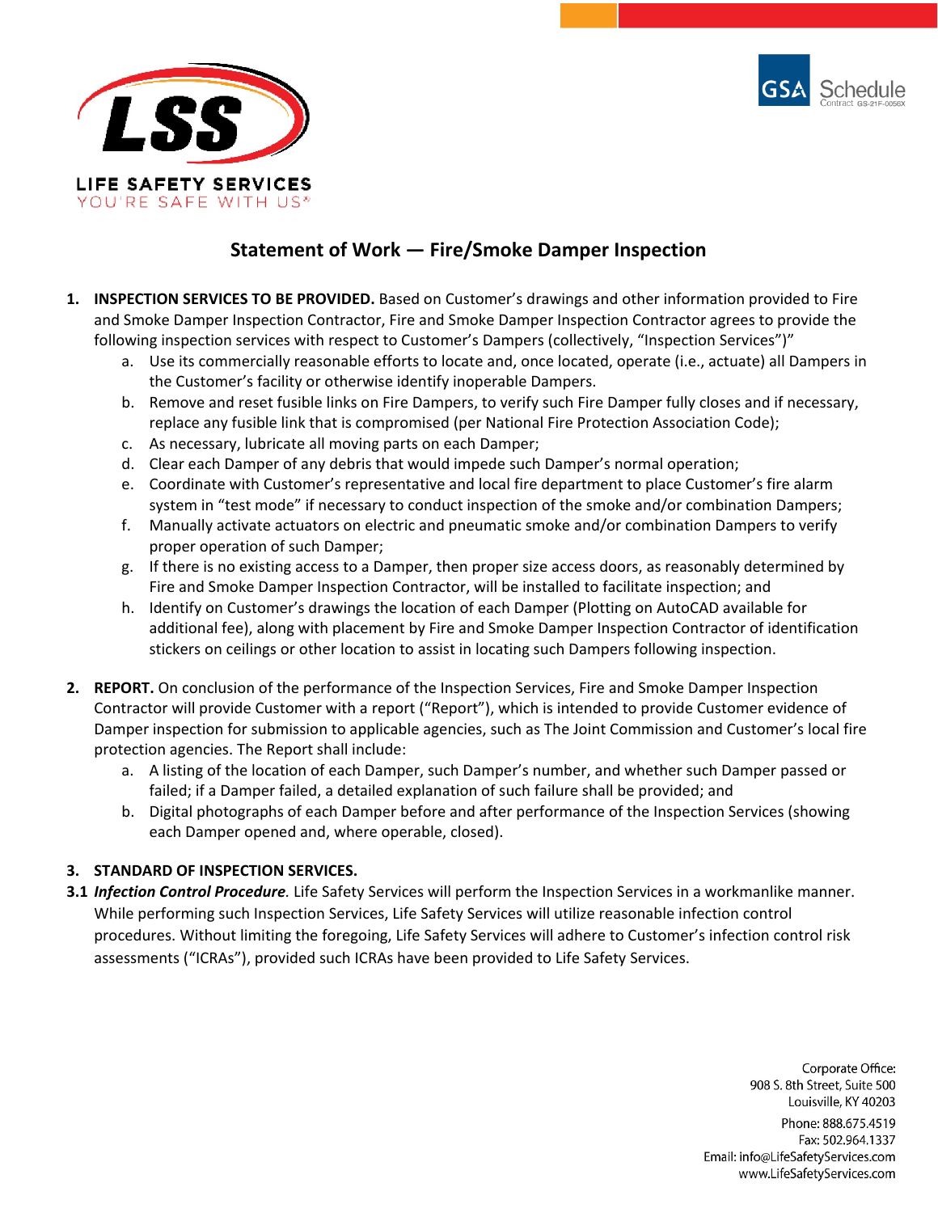LSS

LIFE SAFETY SERVICES

YOU'RE SAFE WITH US®

GSA Schedule Contract GS-21F-0056X

## Statement of Work — Fire/Smoke Damper Inspection

1. **INSPECTION SERVICES TO BE PROVIDED.** Based on Customer's drawings and other information provided to Fire and Smoke Damper Inspection Contractor, Fire and Smoke Damper Inspection Contractor agrees to provide the following inspection services with respect to Customer's Dampers (collectively, "Inspection Services")"
   a. Use its commercially reasonable efforts to locate and, once located, operate (i.e., actuate) all Dampers in the Customer's facility or otherwise identify inoperable Dampers.
   b. Remove and reset fusible links on Fire Dampers, to verify such Fire Damper fully closes and if necessary, replace any fusible link that is compromised (per National Fire Protection Association Code);
   c. As necessary, lubricate all moving parts on each Damper;
   d. Clear each Damper of any debris that would impede such Damper's normal operation;
   e. Coordinate with Customer's representative and local fire department to place Customer's fire alarm system in "test mode" if necessary to conduct inspection of the smoke and/or combination Dampers;
   f. Manually activate actuators on electric and pneumatic smoke and/or combination Dampers to verify proper operation of such Damper;
   g. If there is no existing access to a Damper, then proper size access doors, as reasonably determined by Fire and Smoke Damper Inspection Contractor, will be installed to facilitate inspection; and
   h. Identify on Customer's drawings the location of each Damper (Plotting on AutoCAD available for additional fee), along with placement by Fire and Smoke Damper Inspection Contractor of identification stickers on ceilings or other location to assist in locating such Dampers following inspection.

2. **REPORT.** On conclusion of the performance of the Inspection Services, Fire and Smoke Damper Inspection Contractor will provide Customer with a report ("Report"), which is intended to provide Customer evidence of Damper inspection for submission to applicable agencies, such as The Joint Commission and Customer's local fire protection agencies. The Report shall include:
   a. A listing of the location of each Damper, such Damper's number, and whether such Damper passed or failed; if a Damper failed, a detailed explanation of such failure shall be provided; and
   b. Digital photographs of each Damper before and after performance of the Inspection Services (showing each Damper opened and, where operable, closed).

3. **STANDARD OF INSPECTION SERVICES.**

**3.1** ***Infection Control Procedure***. Life Safety Services will perform the Inspection Services in a workmanlike manner. While performing such Inspection Services, Life Safety Services will utilize reasonable infection control procedures. Without limiting the foregoing, Life Safety Services will adhere to Customer's infection control risk assessments ("ICRAs"), provided such ICRAs have been provided to Life Safety Services.

Corporate Office:
908 S. 8th Street, Suite 500
Louisville, KY 40203

Phone: 888.675.4519
Fax: 502.964.1337
Email: info@LifeSafetyServices.com
www.LifeSafetyServices.com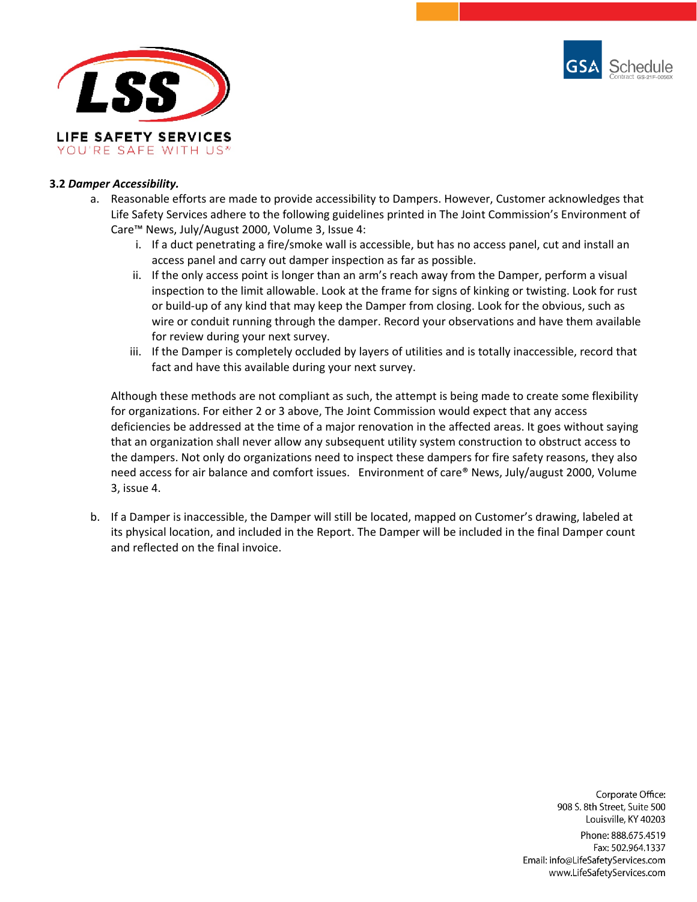**3.2** ***Damper Accessibility.***

a. Reasonable efforts are made to provide accessibility to Dampers. However, Customer acknowledges that Life Safety Services adhere to the following guidelines printed in The Joint Commission's Environment of Care™ News, July/August 2000, Volume 3, Issue 4:

   i. If a duct penetrating a fire/smoke wall is accessible, but has no access panel, cut and install an access panel and carry out damper inspection as far as possible.

   ii. If the only access point is longer than an arm's reach away from the Damper, perform a visual inspection to the limit allowable. Look at the frame for signs of kinking or twisting. Look for rust or build-up of any kind that may keep the Damper from closing. Look for the obvious, such as wire or conduit running through the damper. Record your observations and have them available for review during your next survey.

   iii. If the Damper is completely occluded by layers of utilities and is totally inaccessible, record that fact and have this available during your next survey.

   Although these methods are not compliant as such, the attempt is being made to create some flexibility for organizations. For either 2 or 3 above, The Joint Commission would expect that any access deficiencies be addressed at the time of a major renovation in the affected areas. It goes without saying that an organization shall never allow any subsequent utility system construction to obstruct access to the dampers. Not only do organizations need to inspect these dampers for fire safety reasons, they also need access for air balance and comfort issues. Environment of care® News, July/august 2000, Volume 3, issue 4.

b. If a Damper is inaccessible, the Damper will still be located, mapped on Customer's drawing, labeled at its physical location, and included in the Report. The Damper will be included in the final Damper count and reflected on the final invoice.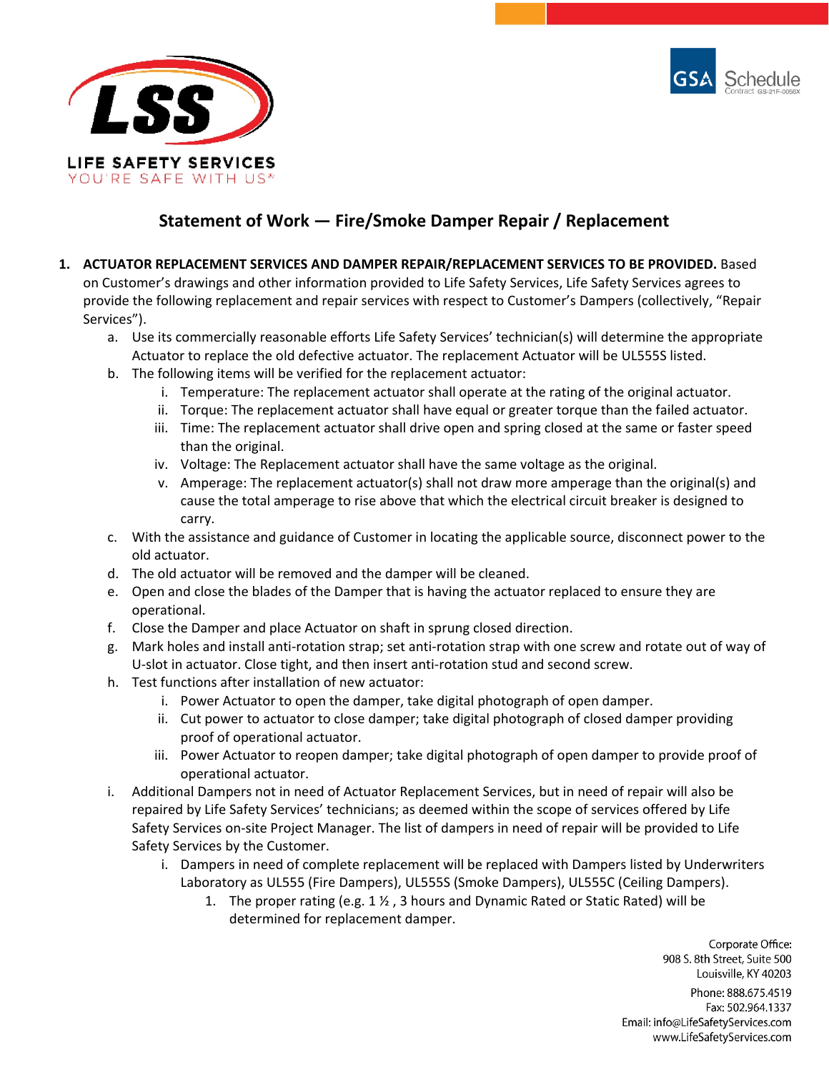## Statement of Work — Fire/Smoke Damper Repair / Replacement

1. **ACTUATOR REPLACEMENT SERVICES AND DAMPER REPAIR/REPLACEMENT SERVICES TO BE PROVIDED.** Based on Customer's drawings and other information provided to Life Safety Services, Life Safety Services agrees to provide the following replacement and repair services with respect to Customer's Dampers (collectively, "Repair Services").
   a. Use its commercially reasonable efforts Life Safety Services' technician(s) will determine the appropriate Actuator to replace the old defective actuator. The replacement Actuator will be UL555S listed.
   b. The following items will be verified for the replacement actuator:
      i. Temperature: The replacement actuator shall operate at the rating of the original actuator.
      ii. Torque: The replacement actuator shall have equal or greater torque than the failed actuator.
      iii. Time: The replacement actuator shall drive open and spring closed at the same or faster speed than the original.
      iv. Voltage: The Replacement actuator shall have the same voltage as the original.
      v. Amperage: The replacement actuator(s) shall not draw more amperage than the original(s) and cause the total amperage to rise above that which the electrical circuit breaker is designed to carry.
   c. With the assistance and guidance of Customer in locating the applicable source, disconnect power to the old actuator.
   d. The old actuator will be removed and the damper will be cleaned.
   e. Open and close the blades of the Damper that is having the actuator replaced to ensure they are operational.
   f. Close the Damper and place Actuator on shaft in sprung closed direction.
   g. Mark holes and install anti-rotation strap; set anti-rotation strap with one screw and rotate out of way of U-slot in actuator. Close tight, and then insert anti-rotation stud and second screw.
   h. Test functions after installation of new actuator:
      i. Power Actuator to open the damper, take digital photograph of open damper.
      ii. Cut power to actuator to close damper; take digital photograph of closed damper providing proof of operational actuator.
      iii. Power Actuator to reopen damper; take digital photograph of open damper to provide proof of operational actuator.
   i. Additional Dampers not in need of Actuator Replacement Services, but in need of repair will also be repaired by Life Safety Services' technicians; as deemed within the scope of services offered by Life Safety Services on-site Project Manager. The list of dampers in need of repair will be provided to Life Safety Services by the Customer.
      i. Dampers in need of complete replacement will be replaced with Dampers listed by Underwriters Laboratory as UL555 (Fire Dampers), UL555S (Smoke Dampers), UL555C (Ceiling Dampers).
         1. The proper rating (e.g. 1 ½ , 3 hours and Dynamic Rated or Static Rated) will be determined for replacement damper.

Corporate Office:
908 S. 8th Street, Suite 500
Louisville, KY 40203

Phone: 888.675.4519
Fax: 502.964.1337
Email: info@LifeSafetyServices.com
www.LifeSafetyServices.com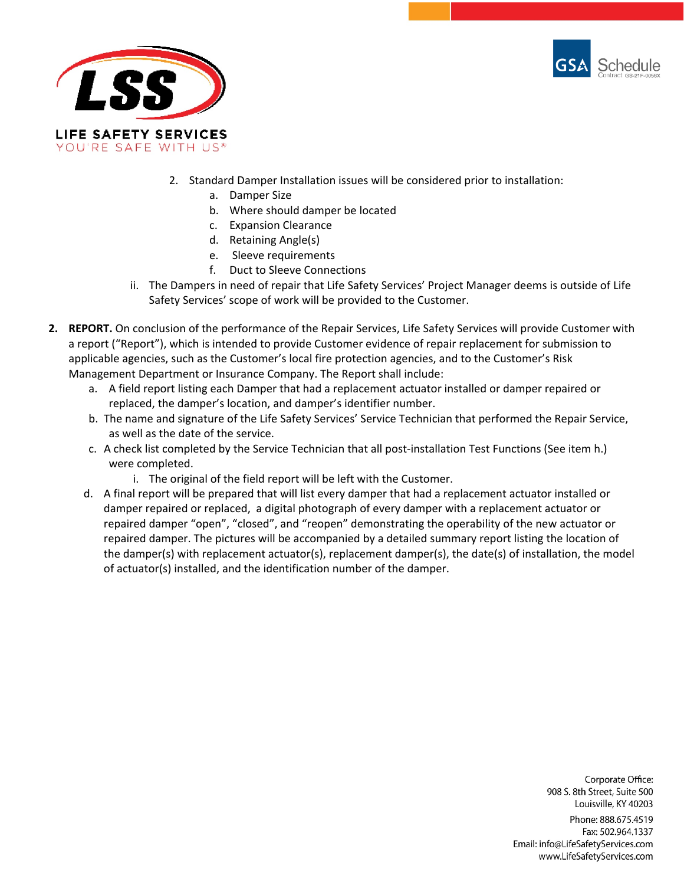2. Standard Damper Installation issues will be considered prior to installation:
    a. Damper Size
    b. Where should damper be located
    c. Expansion Clearance
    d. Retaining Angle(s)
    e. Sleeve requirements
    f. Duct to Sleeve Connections

ii. The Dampers in need of repair that Life Safety Services' Project Manager deems is outside of Life Safety Services' scope of work will be provided to the Customer.

**2. REPORT.** On conclusion of the performance of the Repair Services, Life Safety Services will provide Customer with a report ("Report"), which is intended to provide Customer evidence of repair replacement for submission to applicable agencies, such as the Customer's local fire protection agencies, and to the Customer's Risk Management Department or Insurance Company. The Report shall include:

a. A field report listing each Damper that had a replacement actuator installed or damper repaired or replaced, the damper's location, and damper's identifier number.
b. The name and signature of the Life Safety Services' Service Technician that performed the Repair Service, as well as the date of the service.
c. A check list completed by the Service Technician that all post-installation Test Functions (See item h.) were completed.
    i. The original of the field report will be left with the Customer.
d. A final report will be prepared that will list every damper that had a replacement actuator installed or damper repaired or replaced, a digital photograph of every damper with a replacement actuator or repaired damper "open", "closed", and "reopen" demonstrating the operability of the new actuator or repaired damper. The pictures will be accompanied by a detailed summary report listing the location of the damper(s) with replacement actuator(s), replacement damper(s), the date(s) of installation, the model of actuator(s) installed, and the identification number of the damper.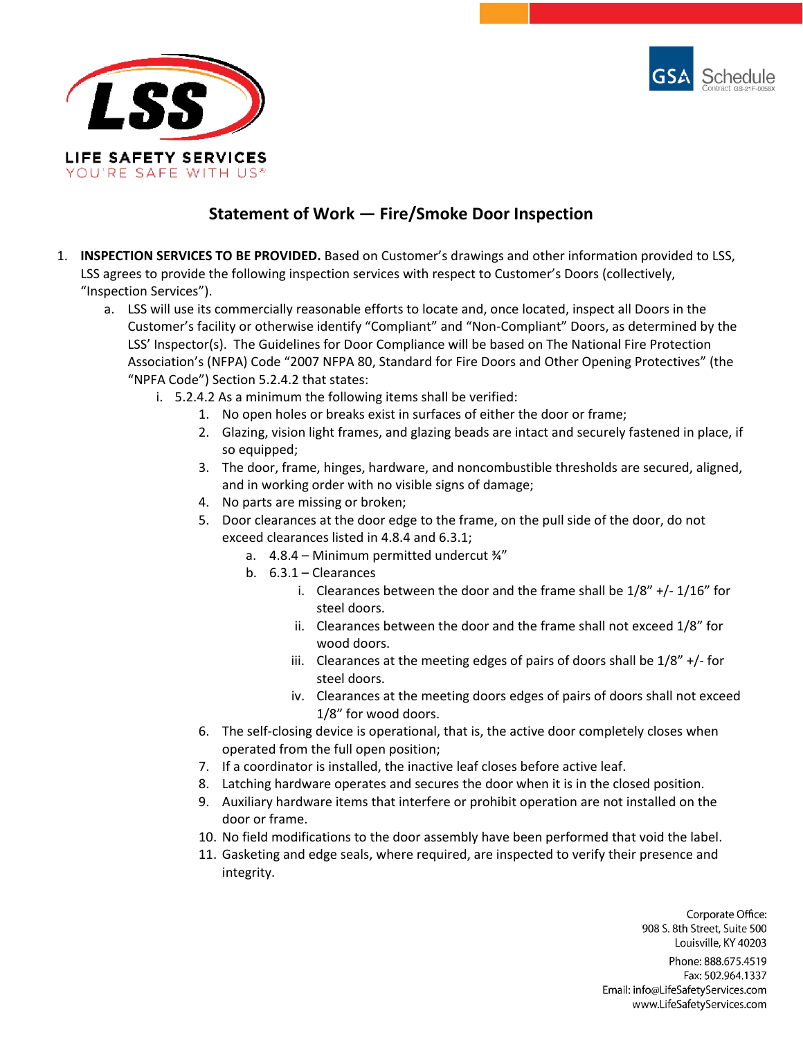## Statement of Work — Fire/Smoke Door Inspection

1. **INSPECTION SERVICES TO BE PROVIDED.** Based on Customer's drawings and other information provided to LSS, LSS agrees to provide the following inspection services with respect to Customer's Doors (collectively, "Inspection Services").
    a. LSS will use its commercially reasonable efforts to locate and, once located, inspect all Doors in the Customer's facility or otherwise identify "Compliant" and "Non-Compliant" Doors, as determined by the LSS' Inspector(s). The Guidelines for Door Compliance will be based on The National Fire Protection Association's (NFPA) Code "2007 NFPA 80, Standard for Fire Doors and Other Opening Protectives" (the "NPFA Code") Section 5.2.4.2 that states:
        i. 5.2.4.2 As a minimum the following items shall be verified:
            1. No open holes or breaks exist in surfaces of either the door or frame;
            2. Glazing, vision light frames, and glazing beads are intact and securely fastened in place, if so equipped;
            3. The door, frame, hinges, hardware, and noncombustible thresholds are secured, aligned, and in working order with no visible signs of damage;
            4. No parts are missing or broken;
            5. Door clearances at the door edge to the frame, on the pull side of the door, do not exceed clearances listed in 4.8.4 and 6.3.1;
                a. 4.8.4 – Minimum permitted undercut ¾"
                b. 6.3.1 – Clearances
                    i. Clearances between the door and the frame shall be 1/8" +/- 1/16" for steel doors.
                    ii. Clearances between the door and the frame shall not exceed 1/8" for wood doors.
                    iii. Clearances at the meeting edges of pairs of doors shall be 1/8" +/- for steel doors.
                    iv. Clearances at the meeting doors edges of pairs of doors shall not exceed 1/8" for wood doors.
            6. The self-closing device is operational, that is, the active door completely closes when operated from the full open position;
            7. If a coordinator is installed, the inactive leaf closes before active leaf.
            8. Latching hardware operates and secures the door when it is in the closed position.
            9. Auxiliary hardware items that interfere or prohibit operation are not installed on the door or frame.
            10. No field modifications to the door assembly have been performed that void the label.
            11. Gasketing and edge seals, where required, are inspected to verify their presence and integrity.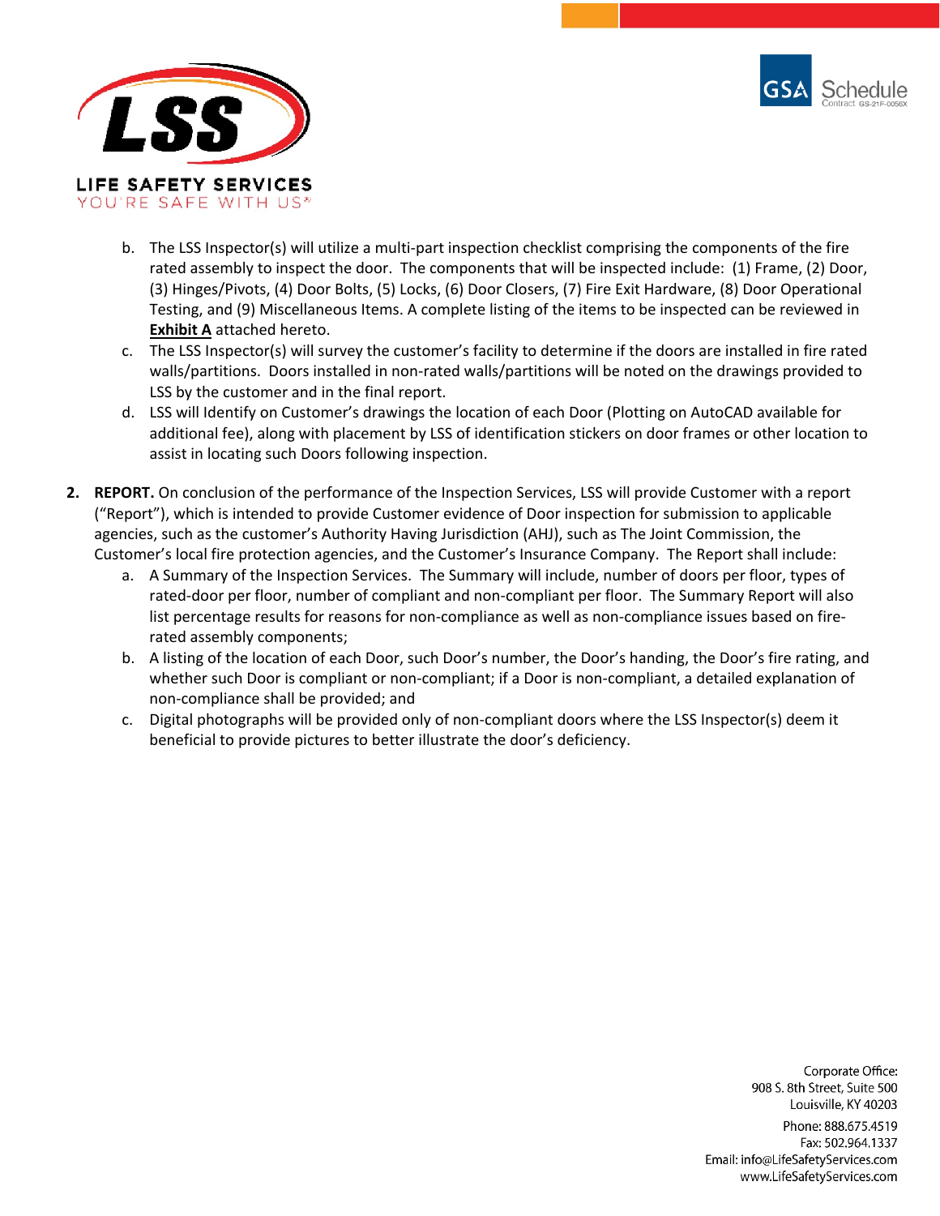b. The LSS Inspector(s) will utilize a multi-part inspection checklist comprising the components of the fire rated assembly to inspect the door. The components that will be inspected include: (1) Frame, (2) Door, (3) Hinges/Pivots, (4) Door Bolts, (5) Locks, (6) Door Closers, (7) Fire Exit Hardware, (8) Door Operational Testing, and (9) Miscellaneous Items. A complete listing of the items to be inspected can be reviewed in **Exhibit A** attached hereto.

c. The LSS Inspector(s) will survey the customer's facility to determine if the doors are installed in fire rated walls/partitions. Doors installed in non-rated walls/partitions will be noted on the drawings provided to LSS by the customer and in the final report.

d. LSS will Identify on Customer's drawings the location of each Door (Plotting on AutoCAD available for additional fee), along with placement by LSS of identification stickers on door frames or other location to assist in locating such Doors following inspection.

**2. REPORT.** On conclusion of the performance of the Inspection Services, LSS will provide Customer with a report ("Report"), which is intended to provide Customer evidence of Door inspection for submission to applicable agencies, such as the customer's Authority Having Jurisdiction (AHJ), such as The Joint Commission, the Customer's local fire protection agencies, and the Customer's Insurance Company. The Report shall include:

a. A Summary of the Inspection Services. The Summary will include, number of doors per floor, types of rated-door per floor, number of compliant and non-compliant per floor. The Summary Report will also list percentage results for reasons for non-compliance as well as non-compliance issues based on fire-rated assembly components;

b. A listing of the location of each Door, such Door's number, the Door's handing, the Door's fire rating, and whether such Door is compliant or non-compliant; if a Door is non-compliant, a detailed explanation of non-compliance shall be provided; and

c. Digital photographs will be provided only of non-compliant doors where the LSS Inspector(s) deem it beneficial to provide pictures to better illustrate the door's deficiency.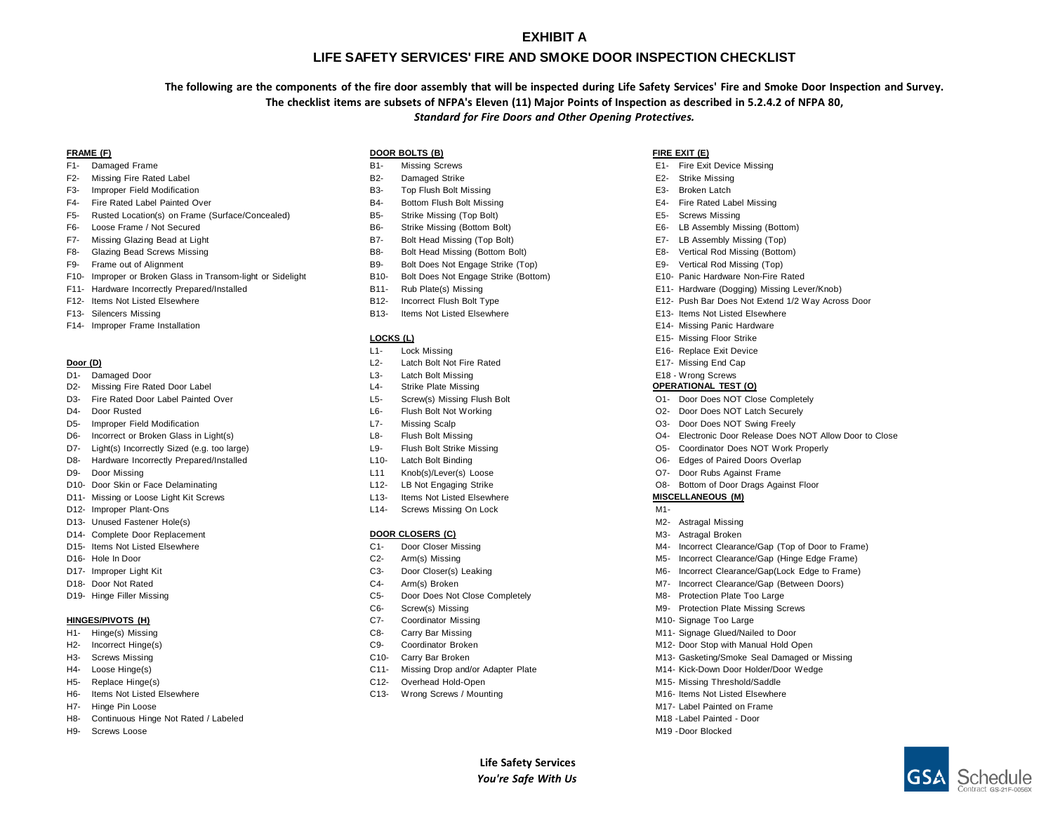# EXHIBIT A

## LIFE SAFETY SERVICES' FIRE AND SMOKE DOOR INSPECTION CHECKLIST

**The following are the components of the fire door assembly that will be inspected during Life Safety Services' Fire and Smoke Door Inspection and Survey. The checklist items are subsets of NFPA's Eleven (11) Major Points of Inspection as described in 5.2.4.2 of NFPA 80,** ***Standard for Fire Doors and Other Opening Protectives.***

**FRAME (F)**

- F1- Damaged Frame
- F2- Missing Fire Rated Label
- F3- Improper Field Modification
- F4- Fire Rated Label Painted Over
- F5- Rusted Location(s) on Frame (Surface/Concealed)
- F6- Loose Frame / Not Secured
- F7- Missing Glazing Bead at Light
- F8- Glazing Bead Screws Missing
- F9- Frame out of Alignment
- F10- Improper or Broken Glass in Transom-light or Sidelight
- F11- Hardware Incorrectly Prepared/Installed
- F12- Items Not Listed Elsewhere
- F13- Silencers Missing
- F14- Improper Frame Installation

**Door (D)**

- D1- Damaged Door
- D2- Missing Fire Rated Door Label
- D3- Fire Rated Door Label Painted Over
- D4- Door Rusted
- D5- Improper Field Modification
- D6- Incorrect or Broken Glass in Light(s)
- D7- Light(s) Incorrectly Sized (e.g. too large)
- D8- Hardware Incorrectly Prepared/Installed
- D9- Door Missing
- D10- Door Skin or Face Delaminating
- D11- Missing or Loose Light Kit Screws
- D12- Improper Plant-Ons
- D13- Unused Fastener Hole(s)
- D14- Complete Door Replacement
- D15- Items Not Listed Elsewhere
- D16- Hole In Door
- D17- Improper Light Kit
- D18- Door Not Rated
- D19- Hinge Filler Missing

**HINGES/PIVOTS (H)**

- H1- Hinge(s) Missing
- H2- Incorrect Hinge(s)
- H3- Screws Missing
- H4- Loose Hinge(s)
- H5- Replace Hinge(s)
- H6- Items Not Listed Elsewhere
- H7- Hinge Pin Loose
- H8- Continuous Hinge Not Rated / Labeled
- H9- Screws Loose

**DOOR BOLTS (B)**

- B1- Missing Screws
- B2- Damaged Strike
- B3- Top Flush Bolt Missing
- B4- Bottom Flush Bolt Missing
- B5- Strike Missing (Top Bolt)
- B6- Strike Missing (Bottom Bolt)
- B7- Bolt Head Missing (Top Bolt)
- B8- Bolt Head Missing (Bottom Bolt)
- B9- Bolt Does Not Engage Strike (Top)
- B10- Bolt Does Not Engage Strike (Bottom)
- B11- Rub Plate(s) Missing
- B12- Incorrect Flush Bolt Type
- B13- Items Not Listed Elsewhere

**LOCKS (L)**

- L1- Lock Missing
- L2- Latch Bolt Not Fire Rated
- L3- Latch Bolt Missing
- L4- Strike Plate Missing
- L5- Screw(s) Missing Flush Bolt
- L6- Flush Bolt Not Working
- L7- Missing Scalp
- L8- Flush Bolt Missing
- L9- Flush Bolt Strike Missing
- L10- Latch Bolt Binding
- L11 Knob(s)/Lever(s) Loose
- L12- LB Not Engaging Strike
- L13- Items Not Listed Elsewhere
- L14- Screws Missing On Lock

**DOOR CLOSERS (C)**

- C1- Door Closer Missing
- C2- Arm(s) Missing
- C3- Door Closer(s) Leaking
- C4- Arm(s) Broken
- C5- Door Does Not Close Completely
- C6- Screw(s) Missing
- C7- Coordinator Missing
- C8- Carry Bar Missing
- C9- Coordinator Broken
- C10- Carry Bar Broken
- C11- Missing Drop and/or Adapter Plate
- C12- Overhead Hold-Open
- C13- Wrong Screws / Mounting

**FIRE EXIT (E)**

- E1- Fire Exit Device Missing
- E2- Strike Missing
- E3- Broken Latch
- E4- Fire Rated Label Missing
- E5- Screws Missing
- E6- LB Assembly Missing (Bottom)
- E7- LB Assembly Missing (Top)
- E8- Vertical Rod Missing (Bottom)
- E9- Vertical Rod Missing (Top)
- E10- Panic Hardware Non-Fire Rated
- E11- Hardware (Dogging) Missing Lever/Knob)
- E12- Push Bar Does Not Extend 1/2 Way Across Door
- E13- Items Not Listed Elsewhere
- E14- Missing Panic Hardware
- E15- Missing Floor Strike
- E16- Replace Exit Device
- E17- Missing End Cap
- E18 - Wrong Screws

**OPERATIONAL TEST (O)**

- O1- Door Does NOT Close Completely
- O2- Door Does NOT Latch Securely
- O3- Door Does NOT Swing Freely
- O4- Electronic Door Release Does NOT Allow Door to Close
- O5- Coordinator Does NOT Work Properly
- O6- Edges of Paired Doors Overlap
- O7- Door Rubs Against Frame
- O8- Bottom of Door Drags Against Floor

**MISCELLANEOUS (M)**

- M1-
- M2- Astragal Missing
- M3- Astragal Broken
- M4- Incorrect Clearance/Gap (Top of Door to Frame)
- M5- Incorrect Clearance/Gap (Hinge Edge Frame)
- M6- Incorrect Clearance/Gap(Lock Edge to Frame)
- M7- Incorrect Clearance/Gap (Between Doors)
- M8- Protection Plate Too Large
- M9- Protection Plate Missing Screws
- M10- Signage Too Large
- M11- Signage Glued/Nailed to Door
- M12- Door Stop with Manual Hold Open
- M13- Gasketing/Smoke Seal Damaged or Missing
- M14- Kick-Down Door Holder/Door Wedge
- M15- Missing Threshold/Saddle
- M16- Items Not Listed Elsewhere
- M17- Label Painted on Frame
- M18 -Label Painted - Door
- M19 -Door Blocked

**Life Safety Services**
***You're Safe With Us***

GSA Schedule Contract GS-21F-0056X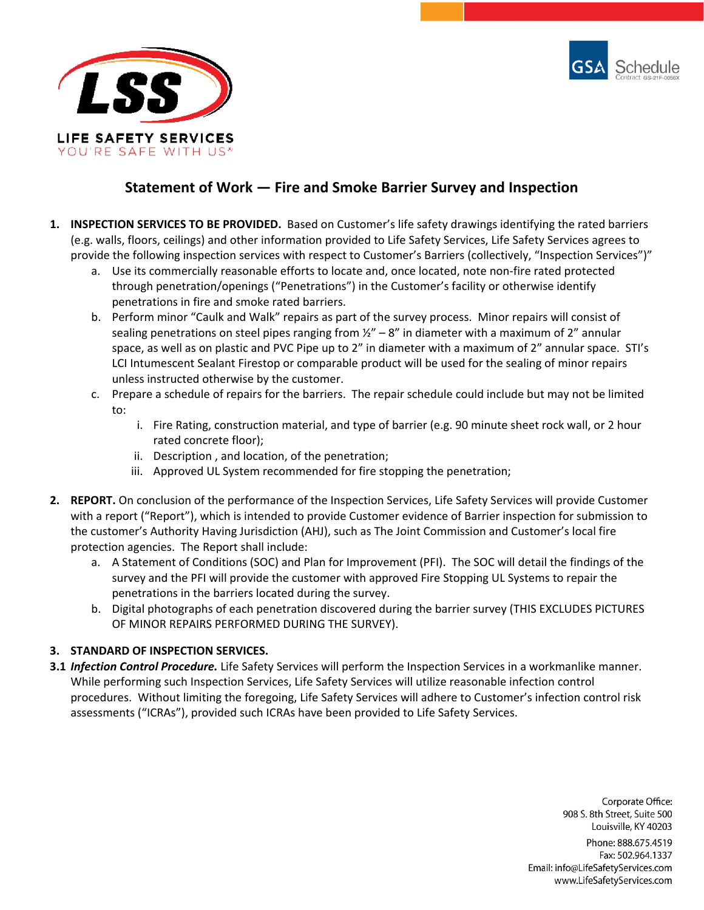LIFE SAFETY SERVICES
YOU'RE SAFE WITH US®

GSA Schedule
Contract GS-21F-0056X

## Statement of Work — Fire and Smoke Barrier Survey and Inspection

1. **INSPECTION SERVICES TO BE PROVIDED.** Based on Customer's life safety drawings identifying the rated barriers (e.g. walls, floors, ceilings) and other information provided to Life Safety Services, Life Safety Services agrees to provide the following inspection services with respect to Customer's Barriers (collectively, "Inspection Services")"
   a. Use its commercially reasonable efforts to locate and, once located, note non-fire rated protected through penetration/openings ("Penetrations") in the Customer's facility or otherwise identify penetrations in fire and smoke rated barriers.
   b. Perform minor "Caulk and Walk" repairs as part of the survey process. Minor repairs will consist of sealing penetrations on steel pipes ranging from ½" – 8" in diameter with a maximum of 2" annular space, as well as on plastic and PVC Pipe up to 2" in diameter with a maximum of 2" annular space. STI's LCI Intumescent Sealant Firestop or comparable product will be used for the sealing of minor repairs unless instructed otherwise by the customer.
   c. Prepare a schedule of repairs for the barriers. The repair schedule could include but may not be limited to:
      i. Fire Rating, construction material, and type of barrier (e.g. 90 minute sheet rock wall, or 2 hour rated concrete floor);
      ii. Description , and location, of the penetration;
      iii. Approved UL System recommended for fire stopping the penetration;

2. **REPORT.** On conclusion of the performance of the Inspection Services, Life Safety Services will provide Customer with a report ("Report"), which is intended to provide Customer evidence of Barrier inspection for submission to the customer's Authority Having Jurisdiction (AHJ), such as The Joint Commission and Customer's local fire protection agencies. The Report shall include:
   a. A Statement of Conditions (SOC) and Plan for Improvement (PFI). The SOC will detail the findings of the survey and the PFI will provide the customer with approved Fire Stopping UL Systems to repair the penetrations in the barriers located during the survey.
   b. Digital photographs of each penetration discovered during the barrier survey (THIS EXCLUDES PICTURES OF MINOR REPAIRS PERFORMED DURING THE SURVEY).

3. **STANDARD OF INSPECTION SERVICES.**

**3.1** ***Infection Control Procedure.*** Life Safety Services will perform the Inspection Services in a workmanlike manner. While performing such Inspection Services, Life Safety Services will utilize reasonable infection control procedures. Without limiting the foregoing, Life Safety Services will adhere to Customer's infection control risk assessments ("ICRAs"), provided such ICRAs have been provided to Life Safety Services.

Corporate Office:
908 S. 8th Street, Suite 500
Louisville, KY 40203

Phone: 888.675.4519
Fax: 502.964.1337
Email: info@LifeSafetyServices.com
www.LifeSafetyServices.com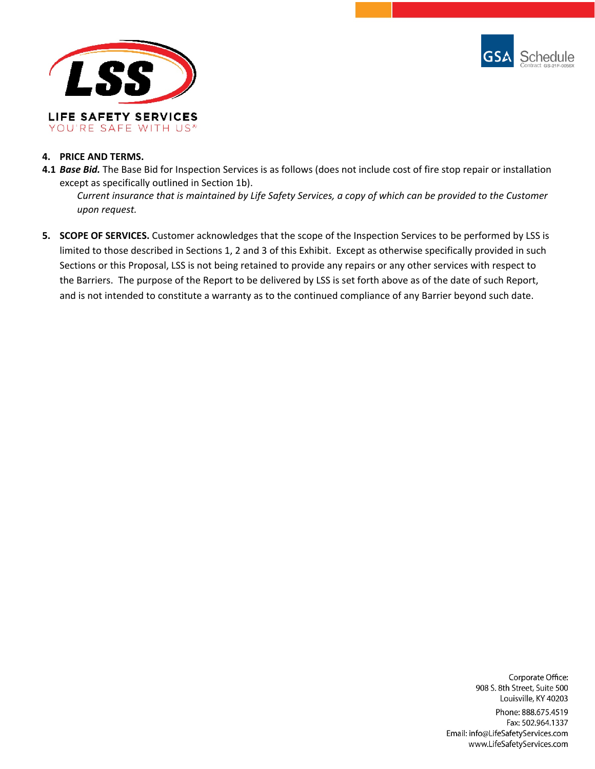**4. PRICE AND TERMS.**

**4.1** ***Base Bid.*** The Base Bid for Inspection Services is as follows (does not include cost of fire stop repair or installation except as specifically outlined in Section 1b).

*Current insurance that is maintained by Life Safety Services, a copy of which can be provided to the Customer upon request.*

**5. SCOPE OF SERVICES.** Customer acknowledges that the scope of the Inspection Services to be performed by LSS is limited to those described in Sections 1, 2 and 3 of this Exhibit. Except as otherwise specifically provided in such Sections or this Proposal, LSS is not being retained to provide any repairs or any other services with respect to the Barriers. The purpose of the Report to be delivered by LSS is set forth above as of the date of such Report, and is not intended to constitute a warranty as to the continued compliance of any Barrier beyond such date.